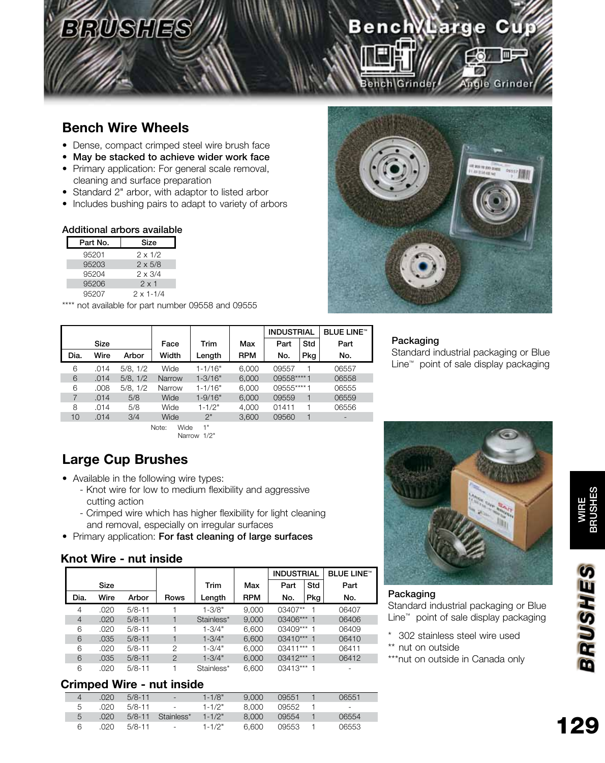# BRUSHES

## Bench/Large Cup

Bench Grinder / Angle Grinder

## Bench Wire Wheels

- Dense, compact crimped steel wire brush face
- **May be stacked to achieve wider work face**
- Primary application: For general scale removal, cleaning and surface preparation
- Standard 2" arbor, with adaptor to listed arbor
- Includes bushing pairs to adapt to variety of arbors

### Additional arbors available

| Part No. | Size |
|---|---|
| 95201 | 2 x 1/2 |
| 95203 | 2 x 5/8 |
| 95204 | 2 x 3/4 |
| 95206 | 2 x 1 |
| 95207 | 2 x 1-1/4 |

**** not available for part number 09558 and 09555

| Size | | | Face | Trim | Max | INDUSTRIAL | | BLUE LINE™ |
|---|---|---|---|---|---|---|---|---|
| Dia. | Wire | Arbor | Width | Length | RPM | Part No. | Std Pkg | Part No. |
| 6 | .014 | 5/8, 1/2 | Wide | 1-1/16" | 6,000 | 09557 | 1 | 06557 |
| 6 | .014 | 5/8, 1/2 | Narrow | 1-3/16" | 6,000 | 09558**** | 1 | 06558 |
| 6 | .008 | 5/8, 1/2 | Narrow | 1-1/16" | 6,000 | 09555**** | 1 | 06555 |
| 7 | .014 | 5/8 | Wide | 1-9/16" | 6,000 | 09559 | 1 | 06559 |
| 8 | .014 | 5/8 | Wide | 1-1/2" | 4,000 | 01411 | 1 | 06556 |
| 10 | .014 | 3/4 | Wide | 2" | 3,600 | 09560 | 1 | - |

Note: Wide 1"
Narrow 1/2"

**Packaging**
Standard industrial packaging or Blue Line™ point of sale display packaging

## Large Cup Brushes

- Available in the following wire types:
  - Knot wire for low to medium flexibility and aggressive cutting action
  - Crimped wire which has higher flexibility for light cleaning and removal, especially on irregular surfaces
- Primary application: **For fast cleaning of large surfaces**

### Knot Wire - nut inside

| Size | | | Rows | Trim | Max | INDUSTRIAL | | BLUE LINE™ |
|---|---|---|---|---|---|---|---|---|
| Dia. | Wire | Arbor | | Length | RPM | Part No. | Std Pkg | Part No. |
| 4 | .020 | 5/8-11 | 1 | 1-3/8" | 9,000 | 03407** | 1 | 06407 |
| 4 | .020 | 5/8-11 | 1 | Stainless* | 9,000 | 03406*** | 1 | 06406 |
| 6 | .020 | 5/8-11 | 1 | 1-3/4" | 6,600 | 03409*** | 1 | 06409 |
| 6 | .035 | 5/8-11 | 1 | 1-3/4" | 6,600 | 03410*** | 1 | 06410 |
| 6 | .020 | 5/8-11 | 2 | 1-3/4" | 6,000 | 03411*** | 1 | 06411 |
| 6 | .035 | 5/8-11 | 2 | 1-3/4" | 6,000 | 03412*** | 1 | 06412 |
| 6 | .020 | 5/8-11 | 1 | Stainless* | 6,600 | 03413*** | 1 | - |

### Crimped Wire - nut inside

| Dia. | Wire | Arbor | Rows | Trim Length | Max RPM | Part No. | Std Pkg | Part No. |
|---|---|---|---|---|---|---|---|---|
| 4 | .020 | 5/8-11 | - | 1-1/8" | 9,000 | 09551 | 1 | 06551 |
| 5 | .020 | 5/8-11 | - | 1-1/2" | 8,000 | 09552 | 1 | - |
| 5 | .020 | 5/8-11 | Stainless* | 1-1/2" | 8,000 | 09554 | 1 | 06554 |
| 6 | .020 | 5/8-11 | - | 1-1/2" | 6,600 | 09553 | 1 | 06553 |

**Packaging**
Standard industrial packaging or Blue Line™ point of sale display packaging

\* 302 stainless steel wire used
** nut on outside
***nut on outside in Canada only

WIRE BRUSHES

BRUSHES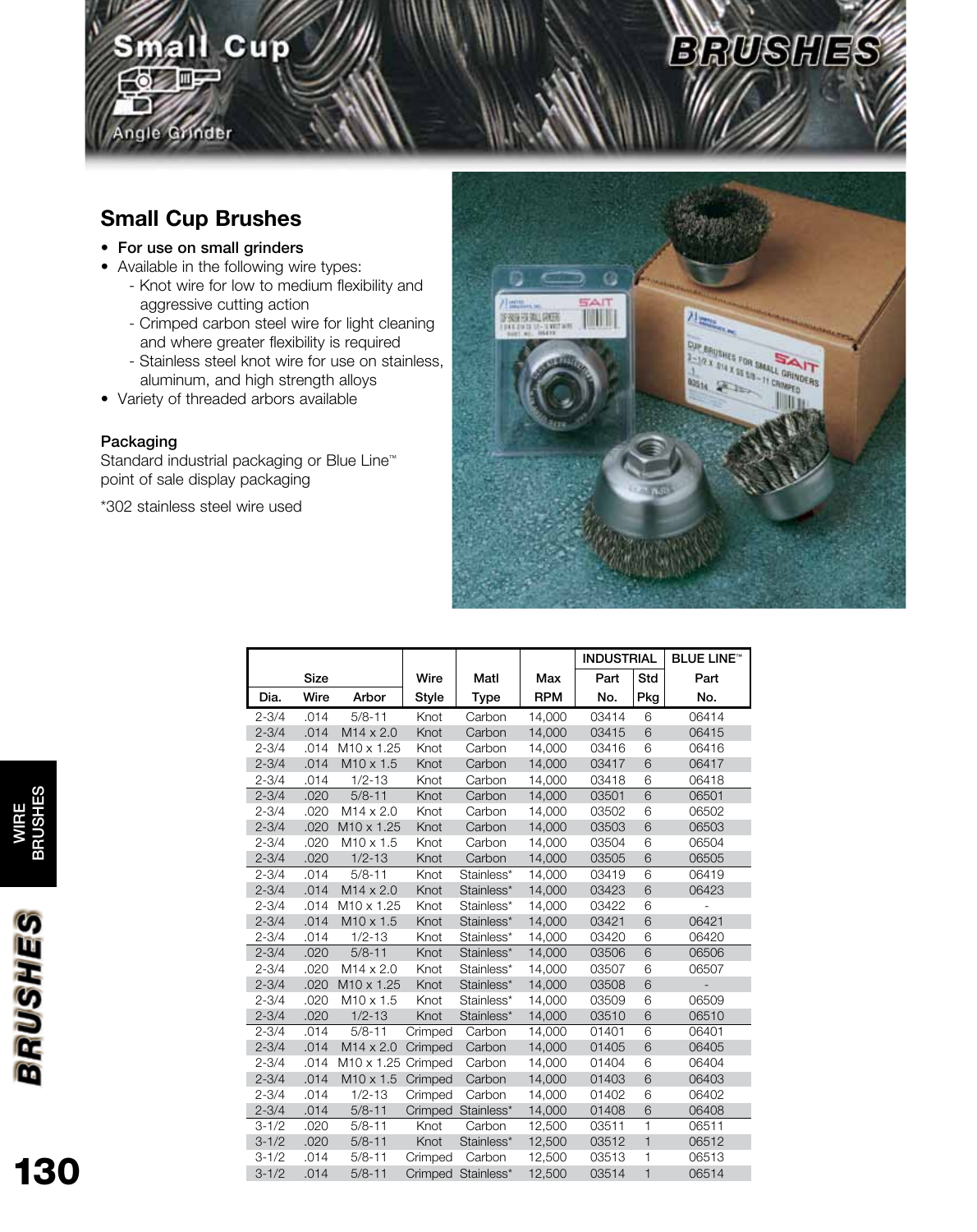# Small Cup BRUSHES

Angle Grinder

## Small Cup Brushes

- **For use on small grinders**
- Available in the following wire types:
  - Knot wire for low to medium flexibility and aggressive cutting action
  - Crimped carbon steel wire for light cleaning and where greater flexibility is required
  - Stainless steel knot wire for use on stainless, aluminum, and high strength alloys
- Variety of threaded arbors available

### Packaging

Standard industrial packaging or Blue Line™ point of sale display packaging

*302 stainless steel wire used

| Size | | | Wire | Matl | Max | INDUSTRIAL | | BLUE LINE™ |
|---|---|---|---|---|---|---|---|---|
| Dia. | Wire | Arbor | Style | Type | RPM | Part No. | Std Pkg | Part No. |
| 2-3/4 | .014 | 5/8-11 | Knot | Carbon | 14,000 | 03414 | 6 | 06414 |
| 2-3/4 | .014 | M14 x 2.0 | Knot | Carbon | 14,000 | 03415 | 6 | 06415 |
| 2-3/4 | .014 | M10 x 1.25 | Knot | Carbon | 14,000 | 03416 | 6 | 06416 |
| 2-3/4 | .014 | M10 x 1.5 | Knot | Carbon | 14,000 | 03417 | 6 | 06417 |
| 2-3/4 | .014 | 1/2-13 | Knot | Carbon | 14,000 | 03418 | 6 | 06418 |
| 2-3/4 | .020 | 5/8-11 | Knot | Carbon | 14,000 | 03501 | 6 | 06501 |
| 2-3/4 | .020 | M14 x 2.0 | Knot | Carbon | 14,000 | 03502 | 6 | 06502 |
| 2-3/4 | .020 | M10 x 1.25 | Knot | Carbon | 14,000 | 03503 | 6 | 06503 |
| 2-3/4 | .020 | M10 x 1.5 | Knot | Carbon | 14,000 | 03504 | 6 | 06504 |
| 2-3/4 | .020 | 1/2-13 | Knot | Carbon | 14,000 | 03505 | 6 | 06505 |
| 2-3/4 | .014 | 5/8-11 | Knot | Stainless* | 14,000 | 03419 | 6 | 06419 |
| 2-3/4 | .014 | M14 x 2.0 | Knot | Stainless* | 14,000 | 03423 | 6 | 06423 |
| 2-3/4 | .014 | M10 x 1.25 | Knot | Stainless* | 14,000 | 03422 | 6 | - |
| 2-3/4 | .014 | M10 x 1.5 | Knot | Stainless* | 14,000 | 03421 | 6 | 06421 |
| 2-3/4 | .014 | 1/2-13 | Knot | Stainless* | 14,000 | 03420 | 6 | 06420 |
| 2-3/4 | .020 | 5/8-11 | Knot | Stainless* | 14,000 | 03506 | 6 | 06506 |
| 2-3/4 | .020 | M14 x 2.0 | Knot | Stainless* | 14,000 | 03507 | 6 | 06507 |
| 2-3/4 | .020 | M10 x 1.25 | Knot | Stainless* | 14,000 | 03508 | 6 | - |
| 2-3/4 | .020 | M10 x 1.5 | Knot | Stainless* | 14,000 | 03509 | 6 | 06509 |
| 2-3/4 | .020 | 1/2-13 | Knot | Stainless* | 14,000 | 03510 | 6 | 06510 |
| 2-3/4 | .014 | 5/8-11 | Crimped | Carbon | 14,000 | 01401 | 6 | 06401 |
| 2-3/4 | .014 | M14 x 2.0 | Crimped | Carbon | 14,000 | 01405 | 6 | 06405 |
| 2-3/4 | .014 | M10 x 1.25 | Crimped | Carbon | 14,000 | 01404 | 6 | 06404 |
| 2-3/4 | .014 | M10 x 1.5 | Crimped | Carbon | 14,000 | 01403 | 6 | 06403 |
| 2-3/4 | .014 | 1/2-13 | Crimped | Carbon | 14,000 | 01402 | 6 | 06402 |
| 2-3/4 | .014 | 5/8-11 | Crimped | Stainless* | 14,000 | 01408 | 6 | 06408 |
| 3-1/2 | .020 | 5/8-11 | Knot | Carbon | 12,500 | 03511 | 1 | 06511 |
| 3-1/2 | .020 | 5/8-11 | Knot | Stainless* | 12,500 | 03512 | 1 | 06512 |
| 3-1/2 | .014 | 5/8-11 | Crimped | Carbon | 12,500 | 03513 | 1 | 06513 |
| 3-1/2 | .014 | 5/8-11 | Crimped | Stainless* | 12,500 | 03514 | 1 | 06514 |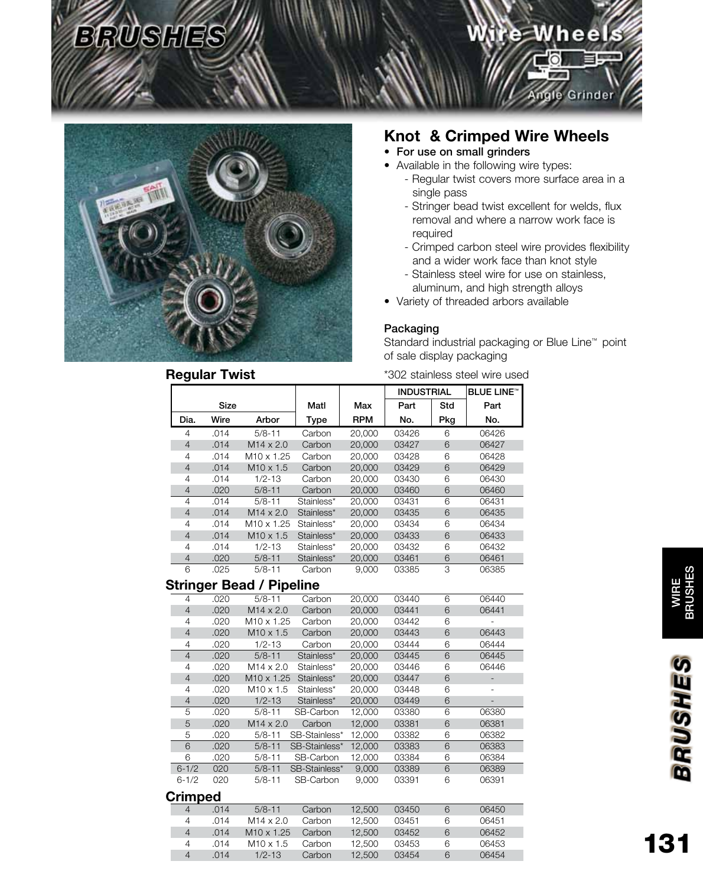# BRUSHES

## Wire Wheels

Angle Grinder

## Knot & Crimped Wire Wheels

- **For use on small grinders**
- Available in the following wire types:
  - Regular twist covers more surface area in a single pass
  - Stringer bead twist excellent for welds, flux removal and where a narrow work face is required
  - Crimped carbon steel wire provides flexibility and a wider work face than knot style
  - Stainless steel wire for use on stainless, aluminum, and high strength alloys
- Variety of threaded arbors available

### Packaging

Standard industrial packaging or Blue Line™ point of sale display packaging

*302 stainless steel wire used

### Regular Twist

| Size | | | Matl | Max | INDUSTRIAL | | BLUE LINE™ |
|---|---|---|---|---|---|---|---|
| Dia. | Wire | Arbor | Type | RPM | Part No. | Std Pkg | Part No. |
| 4 | .014 | 5/8-11 | Carbon | 20,000 | 03426 | 6 | 06426 |
| 4 | .014 | M14 x 2.0 | Carbon | 20,000 | 03427 | 6 | 06427 |
| 4 | .014 | M10 x 1.25 | Carbon | 20,000 | 03428 | 6 | 06428 |
| 4 | .014 | M10 x 1.5 | Carbon | 20,000 | 03429 | 6 | 06429 |
| 4 | .014 | 1/2-13 | Carbon | 20,000 | 03430 | 6 | 06430 |
| 4 | .020 | 5/8-11 | Carbon | 20,000 | 03460 | 6 | 06460 |
| 4 | .014 | 5/8-11 | Stainless* | 20,000 | 03431 | 6 | 06431 |
| 4 | .014 | M14 x 2.0 | Stainless* | 20,000 | 03435 | 6 | 06435 |
| 4 | .014 | M10 x 1.25 | Stainless* | 20,000 | 03434 | 6 | 06434 |
| 4 | .014 | M10 x 1.5 | Stainless* | 20,000 | 03433 | 6 | 06433 |
| 4 | .014 | 1/2-13 | Stainless* | 20,000 | 03432 | 6 | 06432 |
| 4 | .020 | 5/8-11 | Stainless* | 20,000 | 03461 | 6 | 06461 |
| 6 | .025 | 5/8-11 | Carbon | 9,000 | 03385 | 3 | 06385 |

### Stringer Bead / Pipeline

| Dia. | Wire | Arbor | Matl Type | Max RPM | Industrial Part No. | Std Pkg | Blue Line™ Part No. |
|---|---|---|---|---|---|---|---|
| 4 | .020 | 5/8-11 | Carbon | 20,000 | 03440 | 6 | 06440 |
| 4 | .020 | M14 x 2.0 | Carbon | 20,000 | 03441 | 6 | 06441 |
| 4 | .020 | M10 x 1.25 | Carbon | 20,000 | 03442 | 6 | - |
| 4 | .020 | M10 x 1.5 | Carbon | 20,000 | 03443 | 6 | 06443 |
| 4 | .020 | 1/2-13 | Carbon | 20,000 | 03444 | 6 | 06444 |
| 4 | .020 | 5/8-11 | Stainless* | 20,000 | 03445 | 6 | 06445 |
| 4 | .020 | M14 x 2.0 | Stainless* | 20,000 | 03446 | 6 | 06446 |
| 4 | .020 | M10 x 1.25 | Stainless* | 20,000 | 03447 | 6 | - |
| 4 | .020 | M10 x 1.5 | Stainless* | 20,000 | 03448 | 6 | - |
| 4 | .020 | 1/2-13 | Stainless* | 20,000 | 03449 | 6 | - |
| 5 | .020 | 5/8-11 | SB-Carbon | 12,000 | 03380 | 6 | 06380 |
| 5 | .020 | M14 x 2.0 | Carbon | 12,000 | 03381 | 6 | 06381 |
| 5 | .020 | 5/8-11 | SB-Stainless* | 12,000 | 03382 | 6 | 06382 |
| 6 | .020 | 5/8-11 | SB-Stainless* | 12,000 | 03383 | 6 | 06383 |
| 6 | .020 | 5/8-11 | SB-Carbon | 12,000 | 03384 | 6 | 06384 |
| 6-1/2 | 020 | 5/8-11 | SB-Stainless* | 9,000 | 03389 | 6 | 06389 |
| 6-1/2 | 020 | 5/8-11 | SB-Carbon | 9,000 | 03391 | 6 | 06391 |

### Crimped

| Dia. | Wire | Arbor | Matl Type | Max RPM | Industrial Part No. | Std Pkg | Blue Line™ Part No. |
|---|---|---|---|---|---|---|---|
| 4 | .014 | 5/8-11 | Carbon | 12,500 | 03450 | 6 | 06450 |
| 4 | .014 | M14 x 2.0 | Carbon | 12,500 | 03451 | 6 | 06451 |
| 4 | .014 | M10 x 1.25 | Carbon | 12,500 | 03452 | 6 | 06452 |
| 4 | .014 | M10 x 1.5 | Carbon | 12,500 | 03453 | 6 | 06453 |
| 4 | .014 | 1/2-13 | Carbon | 12,500 | 03454 | 6 | 06454 |

WIRE BRUSHES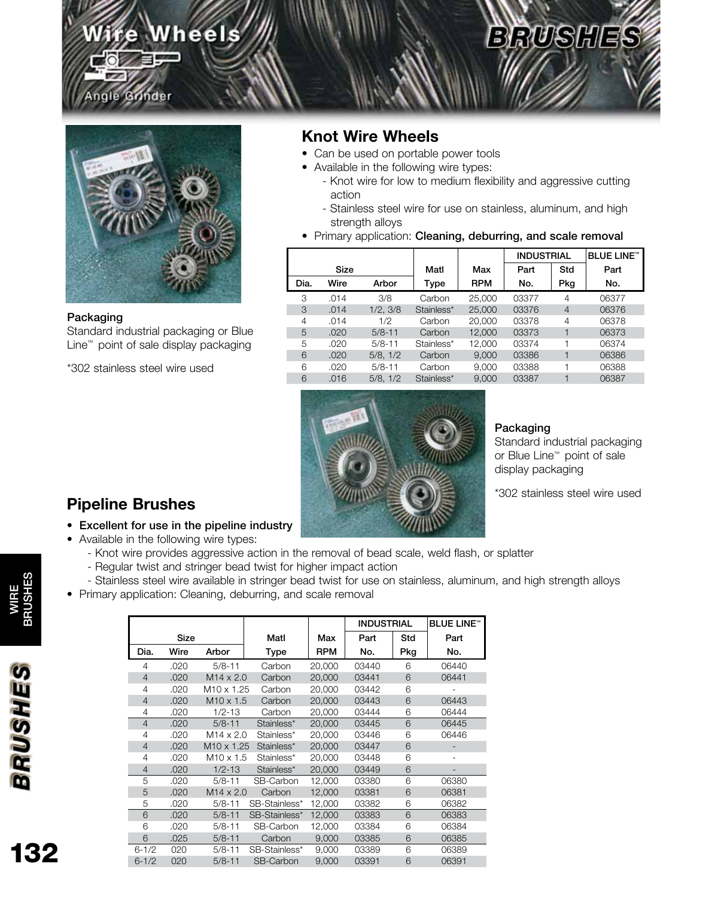# Wire Wheels

Angle Grinder

## Knot Wire Wheels

- Can be used on portable power tools
- Available in the following wire types:
  - Knot wire for low to medium flexibility and aggressive cutting action
  - Stainless steel wire for use on stainless, aluminum, and high strength alloys
- Primary application: **Cleaning, deburring, and scale removal**

**Packaging**
Standard industrial packaging or Blue Line™ point of sale display packaging

*302 stainless steel wire used

| Size | | | Matl | Max | INDUSTRIAL | | BLUE LINE™ |
|---|---|---|---|---|---|---|---|
| | | | | | Part | Std | Part |
| Dia. | Wire | Arbor | Type | RPM | No. | Pkg | No. |
| 3 | .014 | 3/8 | Carbon | 25,000 | 03377 | 4 | 06377 |
| 3 | .014 | 1/2, 3/8 | Stainless* | 25,000 | 03376 | 4 | 06376 |
| 4 | .014 | 1/2 | Carbon | 20,000 | 03378 | 4 | 06378 |
| 5 | .020 | 5/8-11 | Carbon | 12,000 | 03373 | 1 | 06373 |
| 5 | .020 | 5/8-11 | Stainless* | 12,000 | 03374 | 1 | 06374 |
| 6 | .020 | 5/8, 1/2 | Carbon | 9,000 | 03386 | 1 | 06386 |
| 6 | .020 | 5/8-11 | Carbon | 9,000 | 03388 | 1 | 06388 |
| 6 | .016 | 5/8, 1/2 | Stainless* | 9,000 | 03387 | 1 | 06387 |

**Packaging**
Standard industrial packaging or Blue Line™ point of sale display packaging

*302 stainless steel wire used

## Pipeline Brushes

- **Excellent for use in the pipeline industry**
- Available in the following wire types:
  - Knot wire provides aggressive action in the removal of bead scale, weld flash, or splatter
  - Regular twist and stringer bead twist for higher impact action
  - Stainless steel wire available in stringer bead twist for use on stainless, aluminum, and high strength alloys
- Primary application: Cleaning, deburring, and scale removal

| Size | | | Matl | Max | INDUSTRIAL | | BLUE LINE™ |
|---|---|---|---|---|---|---|---|
| | | | | | Part | Std | Part |
| Dia. | Wire | Arbor | Type | RPM | No. | Pkg | No. |
| 4 | .020 | 5/8-11 | Carbon | 20,000 | 03440 | 6 | 06440 |
| 4 | .020 | M14 x 2.0 | Carbon | 20,000 | 03441 | 6 | 06441 |
| 4 | .020 | M10 x 1.25 | Carbon | 20,000 | 03442 | 6 | - |
| 4 | .020 | M10 x 1.5 | Carbon | 20,000 | 03443 | 6 | 06443 |
| 4 | .020 | 1/2-13 | Carbon | 20,000 | 03444 | 6 | 06444 |
| 4 | .020 | 5/8-11 | Stainless* | 20,000 | 03445 | 6 | 06445 |
| 4 | .020 | M14 x 2.0 | Stainless* | 20,000 | 03446 | 6 | 06446 |
| 4 | .020 | M10 x 1.25 | Stainless* | 20,000 | 03447 | 6 | - |
| 4 | .020 | M10 x 1.5 | Stainless* | 20,000 | 03448 | 6 | - |
| 4 | .020 | 1/2-13 | Stainless* | 20,000 | 03449 | 6 | - |
| 5 | .020 | 5/8-11 | SB-Carbon | 12,000 | 03380 | 6 | 06380 |
| 5 | .020 | M14 x 2.0 | Carbon | 12,000 | 03381 | 6 | 06381 |
| 5 | .020 | 5/8-11 | SB-Stainless* | 12,000 | 03382 | 6 | 06382 |
| 6 | .020 | 5/8-11 | SB-Stainless* | 12,000 | 03383 | 6 | 06383 |
| 6 | .020 | 5/8-11 | SB-Carbon | 12,000 | 03384 | 6 | 06384 |
| 6 | .025 | 5/8-11 | Carbon | 9,000 | 03385 | 6 | 06385 |
| 6-1/2 | 020 | 5/8-11 | SB-Stainless* | 9,000 | 03389 | 6 | 06389 |
| 6-1/2 | 020 | 5/8-11 | SB-Carbon | 9,000 | 03391 | 6 | 06391 |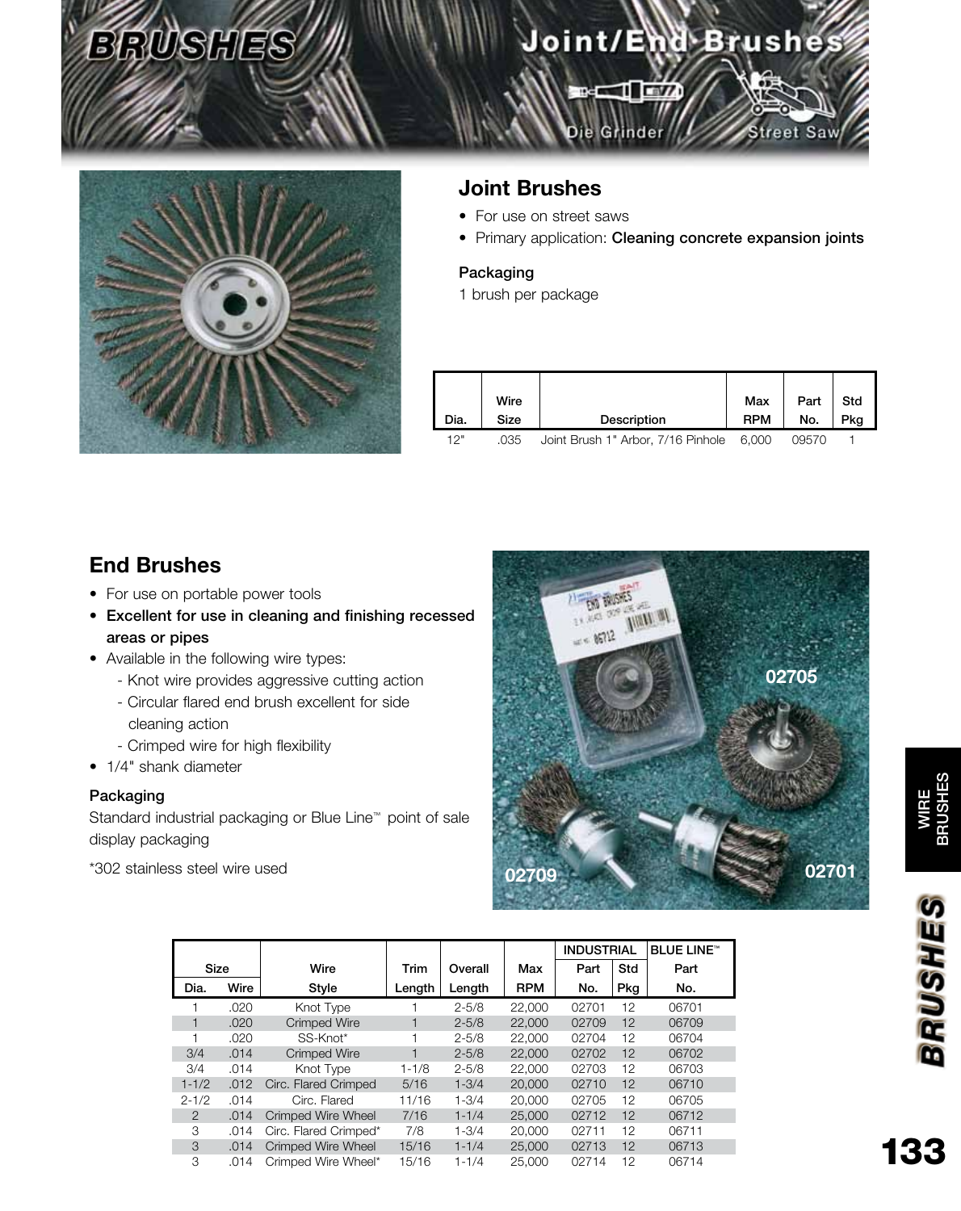# BRUSHES

## Joint/End Brushes

Die Grinder    Street Saw

## Joint Brushes

- For use on street saws
- Primary application: **Cleaning concrete expansion joints**

### Packaging

1 brush per package

| Dia. | Wire Size | Description | Max RPM | Part No. | Std Pkg |
|---|---|---|---|---|---|
| 12" | .035 | Joint Brush 1" Arbor, 7/16 Pinhole | 6,000 | 09570 | 1 |

## End Brushes

- For use on portable power tools
- **Excellent for use in cleaning and finishing recessed areas or pipes**
- Available in the following wire types:
  - Knot wire provides aggressive cutting action
  - Circular flared end brush excellent for side cleaning action
  - Crimped wire for high flexibility
- 1/4" shank diameter

### Packaging

Standard industrial packaging or Blue Line™ point of sale display packaging

*302 stainless steel wire used

02705    02709    02701

| Size | | Wire | Trim | Overall | Max | INDUSTRIAL | | BLUE LINE™ |
|---|---|---|---|---|---|---|---|---|
| Dia. | Wire | Style | Length | Length | RPM | Part No. | Std Pkg | Part No. |
| 1 | .020 | Knot Type | 1 | 2-5/8 | 22,000 | 02701 | 12 | 06701 |
| 1 | .020 | Crimped Wire | 1 | 2-5/8 | 22,000 | 02709 | 12 | 06709 |
| 1 | .020 | SS-Knot* | 1 | 2-5/8 | 22,000 | 02704 | 12 | 06704 |
| 3/4 | .014 | Crimped Wire | 1 | 2-5/8 | 22,000 | 02702 | 12 | 06702 |
| 3/4 | .014 | Knot Type | 1-1/8 | 2-5/8 | 22,000 | 02703 | 12 | 06703 |
| 1-1/2 | .012 | Circ. Flared Crimped | 5/16 | 1-3/4 | 20,000 | 02710 | 12 | 06710 |
| 2-1/2 | .014 | Circ. Flared | 11/16 | 1-3/4 | 20,000 | 02705 | 12 | 06705 |
| 2 | .014 | Crimped Wire Wheel | 7/16 | 1-1/4 | 25,000 | 02712 | 12 | 06712 |
| 3 | .014 | Circ. Flared Crimped* | 7/8 | 1-3/4 | 20,000 | 02711 | 12 | 06711 |
| 3 | .014 | Crimped Wire Wheel | 15/16 | 1-1/4 | 25,000 | 02713 | 12 | 06713 |
| 3 | .014 | Crimped Wire Wheel* | 15/16 | 1-1/4 | 25,000 | 02714 | 12 | 06714 |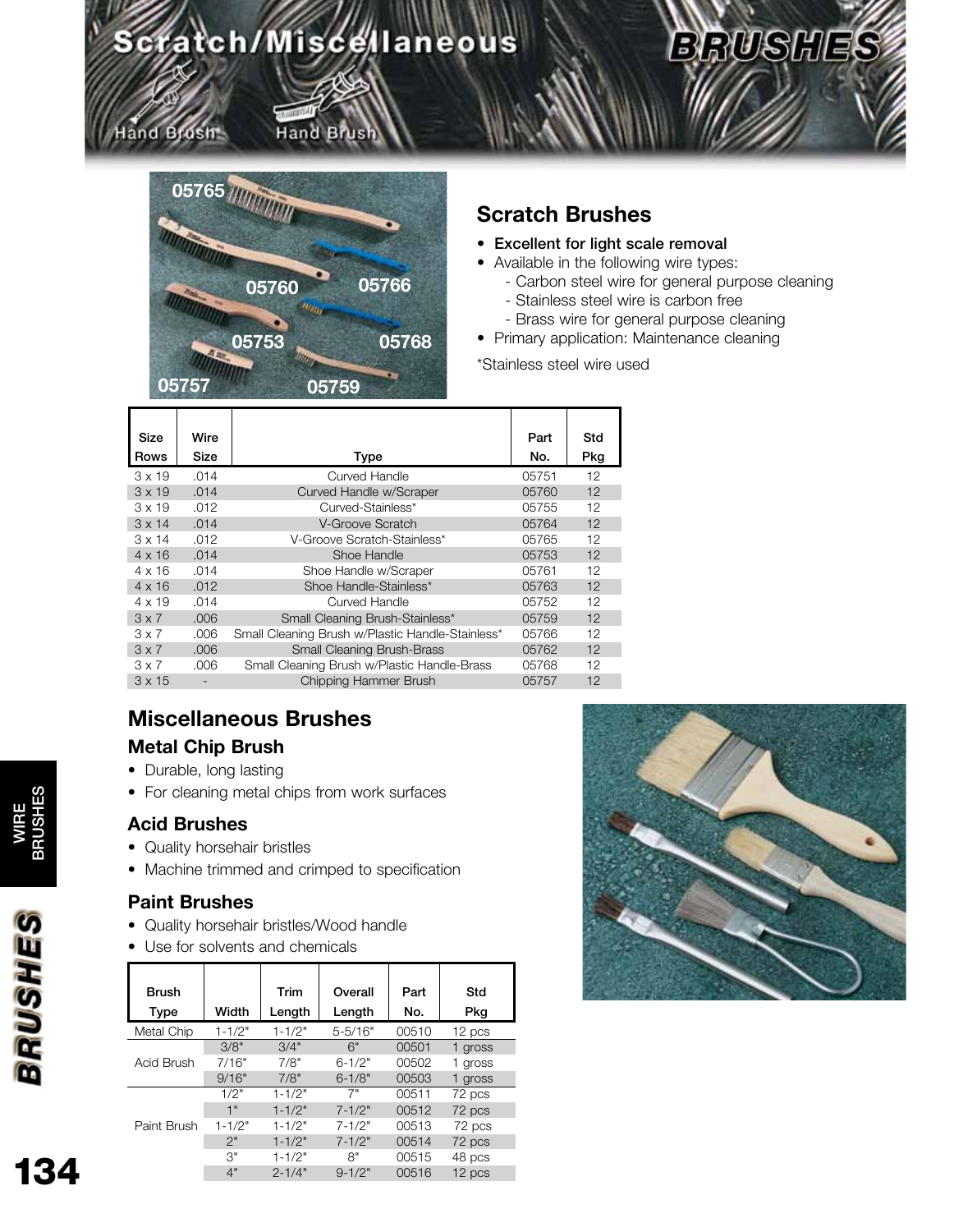# Scratch/Miscellaneous BRUSHES

Hand Brush Hand Brush

## Scratch Brushes

- **Excellent for light scale removal**
- Available in the following wire types:
  - Carbon steel wire for general purpose cleaning
  - Stainless steel wire is carbon free
  - Brass wire for general purpose cleaning
- Primary application: Maintenance cleaning

*Stainless steel wire used

| Size Rows | Wire Size | Type | Part No. | Std Pkg |
|---|---|---|---|---|
| 3 x 19 | .014 | Curved Handle | 05751 | 12 |
| 3 x 19 | .014 | Curved Handle w/Scraper | 05760 | 12 |
| 3 x 19 | .012 | Curved-Stainless* | 05755 | 12 |
| 3 x 14 | .014 | V-Groove Scratch | 05764 | 12 |
| 3 x 14 | .012 | V-Groove Scratch-Stainless* | 05765 | 12 |
| 4 x 16 | .014 | Shoe Handle | 05753 | 12 |
| 4 x 16 | .014 | Shoe Handle w/Scraper | 05761 | 12 |
| 4 x 16 | .012 | Shoe Handle-Stainless* | 05763 | 12 |
| 4 x 19 | .014 | Curved Handle | 05752 | 12 |
| 3 x 7 | .006 | Small Cleaning Brush-Stainless* | 05759 | 12 |
| 3 x 7 | .006 | Small Cleaning Brush w/Plastic Handle-Stainless* | 05766 | 12 |
| 3 x 7 | .006 | Small Cleaning Brush-Brass | 05762 | 12 |
| 3 x 7 | .006 | Small Cleaning Brush w/Plastic Handle-Brass | 05768 | 12 |
| 3 x 15 | - | Chipping Hammer Brush | 05757 | 12 |

## Miscellaneous Brushes

### Metal Chip Brush

- Durable, long lasting
- For cleaning metal chips from work surfaces

### Acid Brushes

- Quality horsehair bristles
- Machine trimmed and crimped to specification

### Paint Brushes

- Quality horsehair bristles/Wood handle
- Use for solvents and chemicals

| Brush Type | Width | Trim Length | Overall Length | Part No. | Std Pkg |
|---|---|---|---|---|---|
| Metal Chip | 1-1/2" | 1-1/2" | 5-5/16" | 00510 | 12 pcs |
| Acid Brush | 3/8" | 3/4" | 6" | 00501 | 1 gross |
| | 7/16" | 7/8" | 6-1/2" | 00502 | 1 gross |
| | 9/16" | 7/8" | 6-1/8" | 00503 | 1 gross |
| Paint Brush | 1/2" | 1-1/2" | 7" | 00511 | 72 pcs |
| | 1" | 1-1/2" | 7-1/2" | 00512 | 72 pcs |
| | 1-1/2" | 1-1/2" | 7-1/2" | 00513 | 72 pcs |
| | 2" | 1-1/2" | 7-1/2" | 00514 | 72 pcs |
| | 3" | 1-1/2" | 8" | 00515 | 48 pcs |
| | 4" | 2-1/4" | 9-1/2" | 00516 | 12 pcs |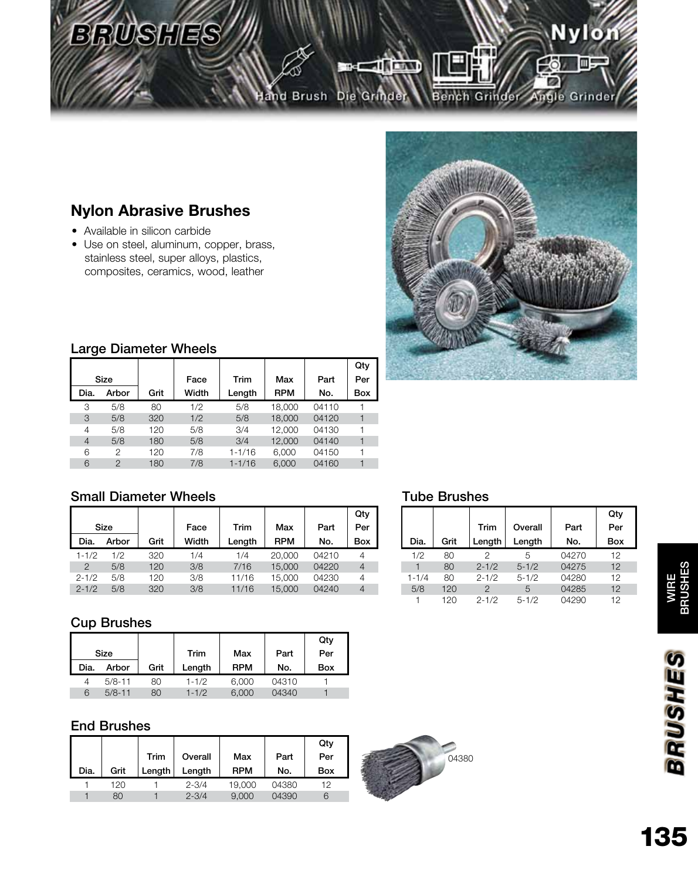# BRUSHES

## Nylon

Hand Brush Die Grinder Bench Grinder Angle Grinder

## Nylon Abrasive Brushes

- Available in silicon carbide
- Use on steel, aluminum, copper, brass, stainless steel, super alloys, plastics, composites, ceramics, wood, leather

### Large Diameter Wheels

| Size | | | Face | Trim | Max | Part | Qty Per |
|---|---|---|---|---|---|---|---|
| Dia. | Arbor | Grit | Width | Length | RPM | No. | Box |
| 3 | 5/8 | 80 | 1/2 | 5/8 | 18,000 | 04110 | 1 |
| 3 | 5/8 | 320 | 1/2 | 5/8 | 18,000 | 04120 | 1 |
| 4 | 5/8 | 120 | 5/8 | 3/4 | 12,000 | 04130 | 1 |
| 4 | 5/8 | 180 | 5/8 | 3/4 | 12,000 | 04140 | 1 |
| 6 | 2 | 120 | 7/8 | 1-1/16 | 6,000 | 04150 | 1 |
| 6 | 2 | 180 | 7/8 | 1-1/16 | 6,000 | 04160 | 1 |

### Small Diameter Wheels

| Size | | | Face | Trim | Max | Part | Qty Per |
|---|---|---|---|---|---|---|---|
| Dia. | Arbor | Grit | Width | Length | RPM | No. | Box |
| 1-1/2 | 1/2 | 320 | 1/4 | 1/4 | 20,000 | 04210 | 4 |
| 2 | 5/8 | 120 | 3/8 | 7/16 | 15,000 | 04220 | 4 |
| 2-1/2 | 5/8 | 120 | 3/8 | 11/16 | 15,000 | 04230 | 4 |
| 2-1/2 | 5/8 | 320 | 3/8 | 11/16 | 15,000 | 04240 | 4 |

### Tube Brushes

| Dia. | Grit | Trim Length | Overall Length | Part No. | Qty Per Box |
|---|---|---|---|---|---|
| 1/2 | 80 | 2 | 5 | 04270 | 12 |
| 1 | 80 | 2-1/2 | 5-1/2 | 04275 | 12 |
| 1-1/4 | 80 | 2-1/2 | 5-1/2 | 04280 | 12 |
| 5/8 | 120 | 2 | 5 | 04285 | 12 |
| 1 | 120 | 2-1/2 | 5-1/2 | 04290 | 12 |

### Cup Brushes

| Size | | | Trim | Max | Part | Qty Per |
|---|---|---|---|---|---|---|
| Dia. | Arbor | Grit | Length | RPM | No. | Box |
| 4 | 5/8-11 | 80 | 1-1/2 | 6,000 | 04310 | 1 |
| 6 | 5/8-11 | 80 | 1-1/2 | 6,000 | 04340 | 1 |

### End Brushes

| Dia. | Grit | Trim Length | Overall Length | Max RPM | Part No. | Qty Per Box |
|---|---|---|---|---|---|---|
| 1 | 120 | 1 | 2-3/4 | 19,000 | 04380 | 12 |
| 1 | 80 | 1 | 2-3/4 | 9,000 | 04390 | 6 |

04380

WIRE BRUSHES

BRUSHES